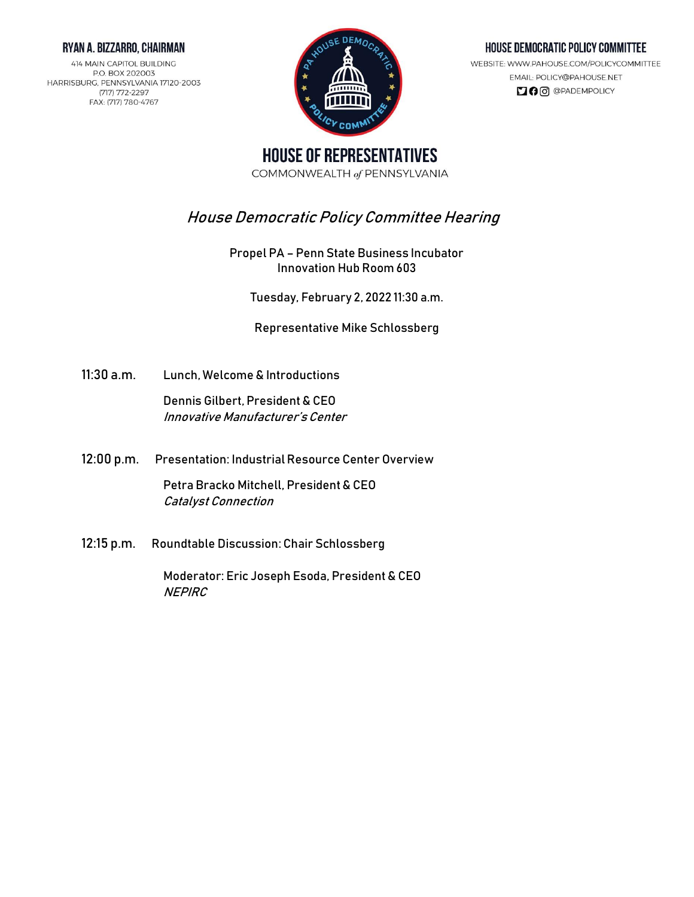**RYAN A. BIZZARRO, CHAIRMAN**

414 MAIN CAPITOL BUILDING
P.O. BOX 202003
HARRISBURG, PENNSYLVANIA 17120-2003
(717) 772-2297
FAX: (717) 780-4767

**HOUSE DEMOCRATIC POLICY COMMITTEE**

WEBSITE: WWW.PAHOUSE.COM/POLICYCOMMITTEE
EMAIL: POLICY@PAHOUSE.NET
@PADEMPOLICY

# HOUSE OF REPRESENTATIVES

COMMONWEALTH *of* PENNSYLVANIA

## *House Democratic Policy Committee Hearing*

Propel PA – Penn State Business Incubator
Innovation Hub Room 603

Tuesday, February 2, 2022 11:30 a.m.

Representative Mike Schlossberg

**11:30 a.m.** Lunch, Welcome & Introductions

Dennis Gilbert, President & CEO
*Innovative Manufacturer's Center*

**12:00 p.m.** Presentation: Industrial Resource Center Overview

Petra Bracko Mitchell, President & CEO
*Catalyst Connection*

**12:15 p.m.** Roundtable Discussion: Chair Schlossberg

Moderator: Eric Joseph Esoda, President & CEO
*NEPIRC*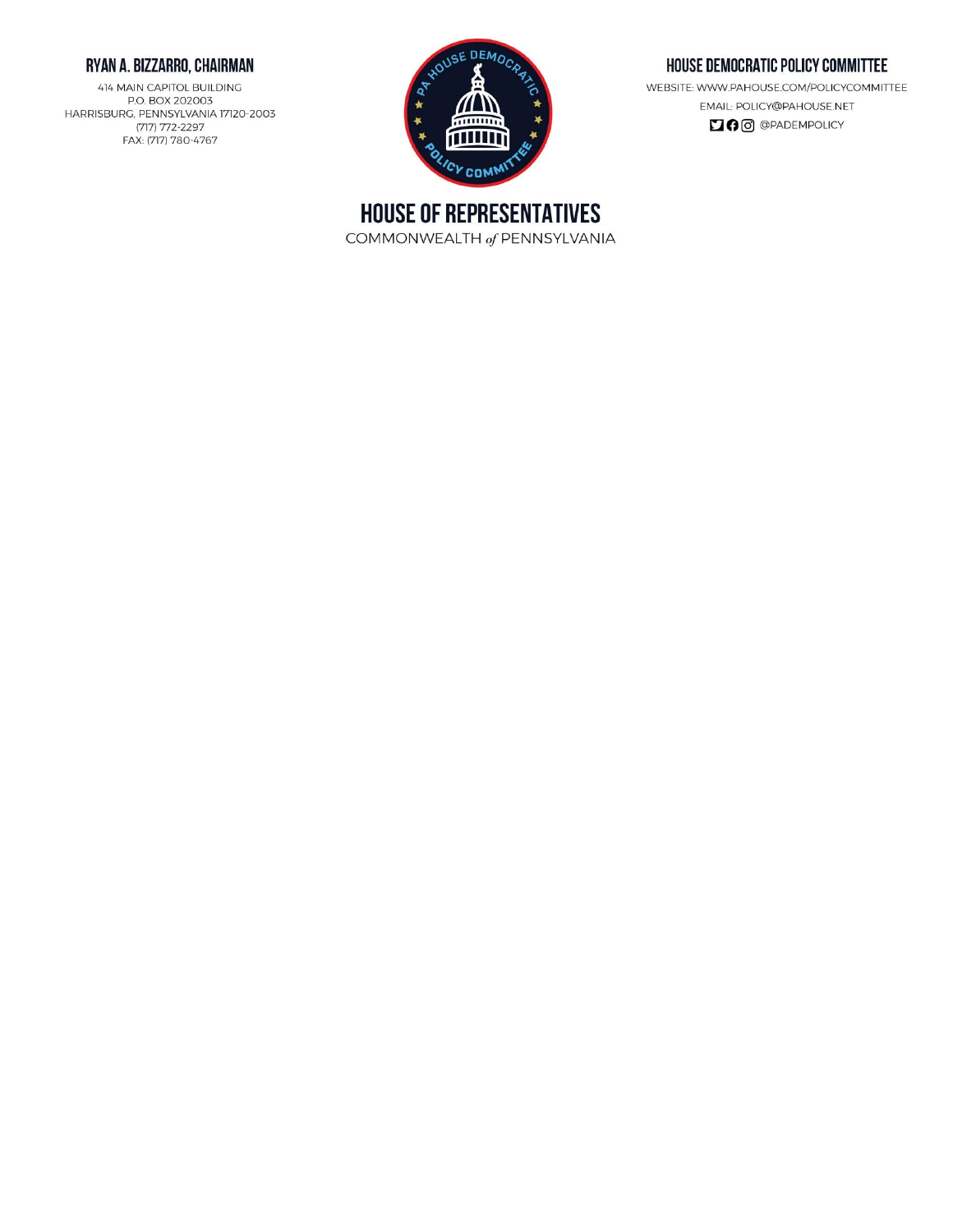**RYAN A. BIZZARRO, CHAIRMAN**

414 MAIN CAPITOL BUILDING
P.O. BOX 202003
HARRISBURG, PENNSYLVANIA 17120-2003
(717) 772-2297
FAX: (717) 780-4767

**HOUSE DEMOCRATIC POLICY COMMITTEE**

WEBSITE: WWW.PAHOUSE.COM/POLICYCOMMITTEE
EMAIL: POLICY@PAHOUSE.NET
@PADEMPOLICY

# HOUSE OF REPRESENTATIVES

COMMONWEALTH *of* PENNSYLVANIA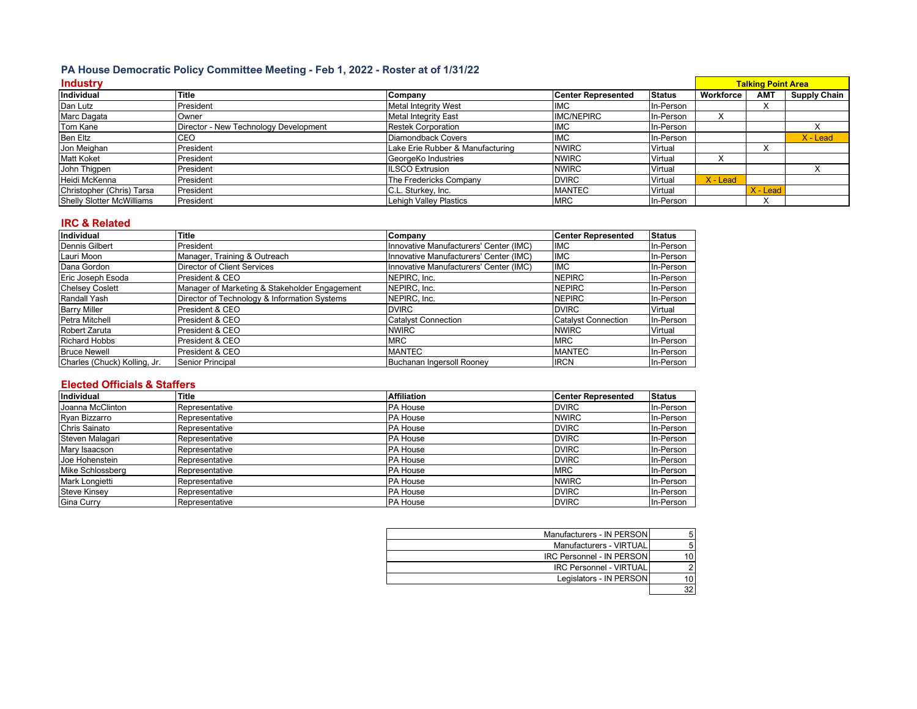## PA House Democratic Policy Committee Meeting - Feb 1, 2022 - Roster at of 1/31/22

### Industry

| Individual | Title | Company | Center Represented | Status | Talking Point Area | | |
|---|---|---|---|---|---|---|---|
| | | | | | Workforce | AMT | Supply Chain |
| Dan Lutz | President | Metal Integrity West | IMC | In-Person | | X | |
| Marc Dagata | Owner | Metal Integrity East | IMC/NEPIRC | In-Person | X | | |
| Tom Kane | Director - New Technology Development | Restek Corporation | IMC | In-Person | | | X |
| Ben Eltz | CEO | Diamondback Covers | IMC | In-Person | | | X - Lead |
| Jon Meighan | President | Lake Erie Rubber & Manufacturing | NWIRC | Virtual | | X | |
| Matt Koket | President | GeorgeKo Industries | NWIRC | Virtual | X | | |
| John Thigpen | President | ILSCO Extrusion | NWIRC | Virtual | | | X |
| Heidi McKenna | President | The Fredericks Company | DVIRC | Virtual | X - Lead | | |
| Christopher (Chris) Tarsa | President | C.L. Sturkey, Inc. | MANTEC | Virtual | | X - Lead | |
| Shelly Slotter McWilliams | President | Lehigh Valley Plastics | MRC | In-Person | | X | |

### IRC & Related

| Individual | Title | Company | Center Represented | Status |
|---|---|---|---|---|
| Dennis Gilbert | President | Innovative Manufacturers' Center (IMC) | IMC | In-Person |
| Lauri Moon | Manager, Training & Outreach | Innovative Manufacturers' Center (IMC) | IMC | In-Person |
| Dana Gordon | Director of Client Services | Innovative Manufacturers' Center (IMC) | IMC | In-Person |
| Eric Joseph Esoda | President & CEO | NEPIRC, Inc. | NEPIRC | In-Person |
| Chelsey Coslett | Manager of Marketing & Stakeholder Engagement | NEPIRC, Inc. | NEPIRC | In-Person |
| Randall Yash | Director of Technology & Information Systems | NEPIRC, Inc. | NEPIRC | In-Person |
| Barry Miller | President & CEO | DVIRC | DVIRC | Virtual |
| Petra Mitchell | President & CEO | Catalyst Connection | Catalyst Connection | In-Person |
| Robert Zaruta | President & CEO | NWIRC | NWIRC | Virtual |
| Richard Hobbs | President & CEO | MRC | MRC | In-Person |
| Bruce Newell | President & CEO | MANTEC | MANTEC | In-Person |
| Charles (Chuck) Kolling, Jr. | Senior Principal | Buchanan Ingersoll Rooney | IRCN | In-Person |

### Elected Officials & Staffers

| Individual | Title | Affiliation | Center Represented | Status |
|---|---|---|---|---|
| Joanna McClinton | Representative | PA House | DVIRC | In-Person |
| Ryan Bizzarro | Representative | PA House | NWIRC | In-Person |
| Chris Sainato | Representative | PA House | DVIRC | In-Person |
| Steven Malagari | Representative | PA House | DVIRC | In-Person |
| Mary Isaacson | Representative | PA House | DVIRC | In-Person |
| Joe Hohenstein | Representative | PA House | DVIRC | In-Person |
| Mike Schlossberg | Representative | PA House | MRC | In-Person |
| Mark Longietti | Representative | PA House | NWIRC | In-Person |
| Steve Kinsey | Representative | PA House | DVIRC | In-Person |
| Gina Curry | Representative | PA House | DVIRC | In-Person |

| Category | Count |
|---|---|
| Manufacturers - IN PERSON | 5 |
| Manufacturers - VIRTUAL | 5 |
| IRC Personnel - IN PERSON | 10 |
| IRC Personnel - VIRTUAL | 2 |
| Legislators - IN PERSON | 10 |
| | 32 |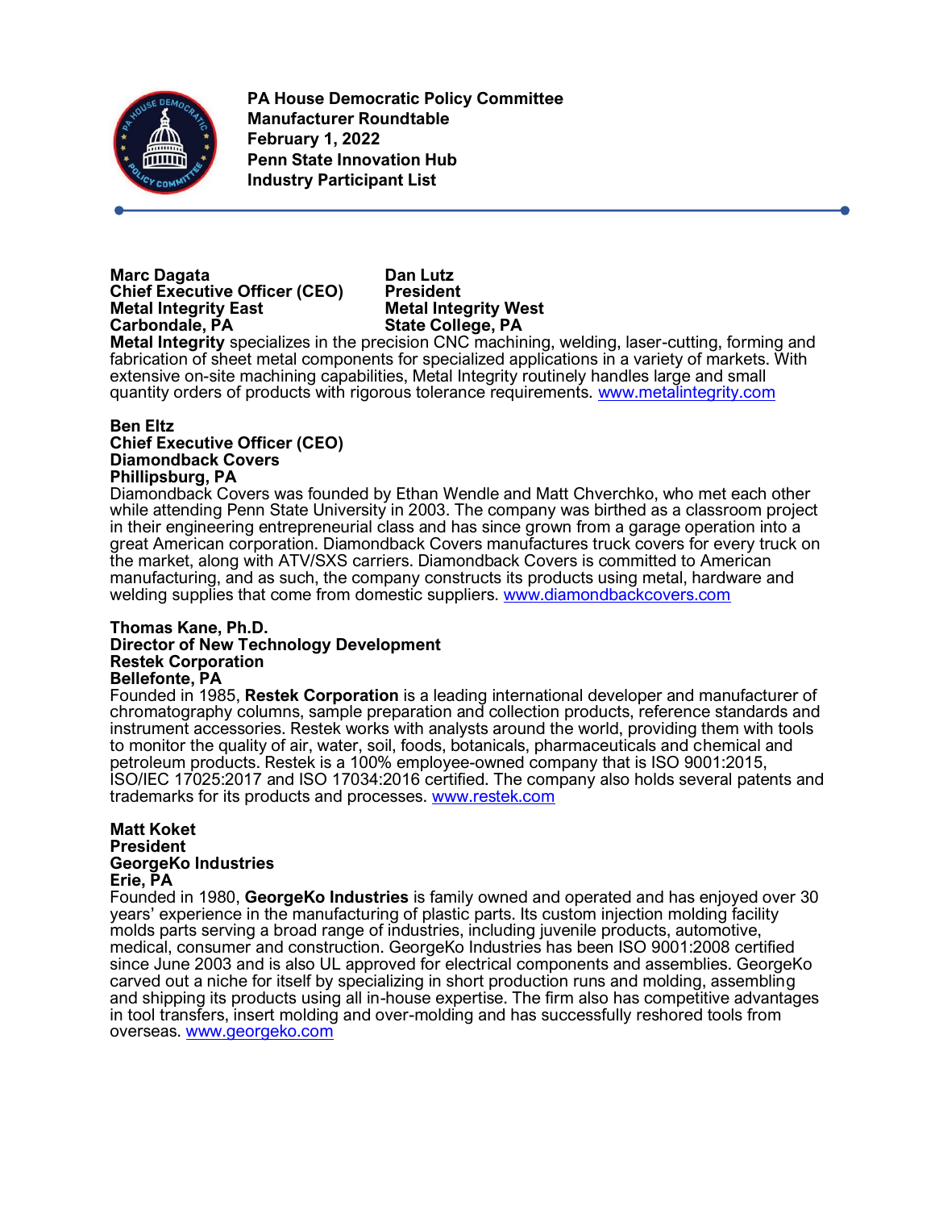**PA House Democratic Policy Committee**
**Manufacturer Roundtable**
**February 1, 2022**
**Penn State Innovation Hub**
**Industry Participant List**

---

**Marc Dagata**
**Chief Executive Officer (CEO)**
**Metal Integrity East**
**Carbondale, PA**

**Dan Lutz**
**President**
**Metal Integrity West**
**State College, PA**

**Metal Integrity** specializes in the precision CNC machining, welding, laser-cutting, forming and fabrication of sheet metal components for specialized applications in a variety of markets. With extensive on-site machining capabilities, Metal Integrity routinely handles large and small quantity orders of products with rigorous tolerance requirements. www.metalintegrity.com

**Ben Eltz**
**Chief Executive Officer (CEO)**
**Diamondback Covers**
**Phillipsburg, PA**

Diamondback Covers was founded by Ethan Wendle and Matt Chverchko, who met each other while attending Penn State University in 2003. The company was birthed as a classroom project in their engineering entrepreneurial class and has since grown from a garage operation into a great American corporation. Diamondback Covers manufactures truck covers for every truck on the market, along with ATV/SXS carriers. Diamondback Covers is committed to American manufacturing, and as such, the company constructs its products using metal, hardware and welding supplies that come from domestic suppliers. www.diamondbackcovers.com

**Thomas Kane, Ph.D.**
**Director of New Technology Development**
**Restek Corporation**
**Bellefonte, PA**

Founded in 1985, **Restek Corporation** is a leading international developer and manufacturer of chromatography columns, sample preparation and collection products, reference standards and instrument accessories. Restek works with analysts around the world, providing them with tools to monitor the quality of air, water, soil, foods, botanicals, pharmaceuticals and chemical and petroleum products. Restek is a 100% employee-owned company that is ISO 9001:2015, ISO/IEC 17025:2017 and ISO 17034:2016 certified. The company also holds several patents and trademarks for its products and processes. www.restek.com

**Matt Koket**
**President**
**GeorgeKo Industries**
**Erie, PA**

Founded in 1980, **GeorgeKo Industries** is family owned and operated and has enjoyed over 30 years' experience in the manufacturing of plastic parts. Its custom injection molding facility molds parts serving a broad range of industries, including juvenile products, automotive, medical, consumer and construction. GeorgeKo Industries has been ISO 9001:2008 certified since June 2003 and is also UL approved for electrical components and assemblies. GeorgeKo carved out a niche for itself by specializing in short production runs and molding, assembling and shipping its products using all in-house expertise. The firm also has competitive advantages in tool transfers, insert molding and over-molding and has successfully reshored tools from overseas. www.georgeko.com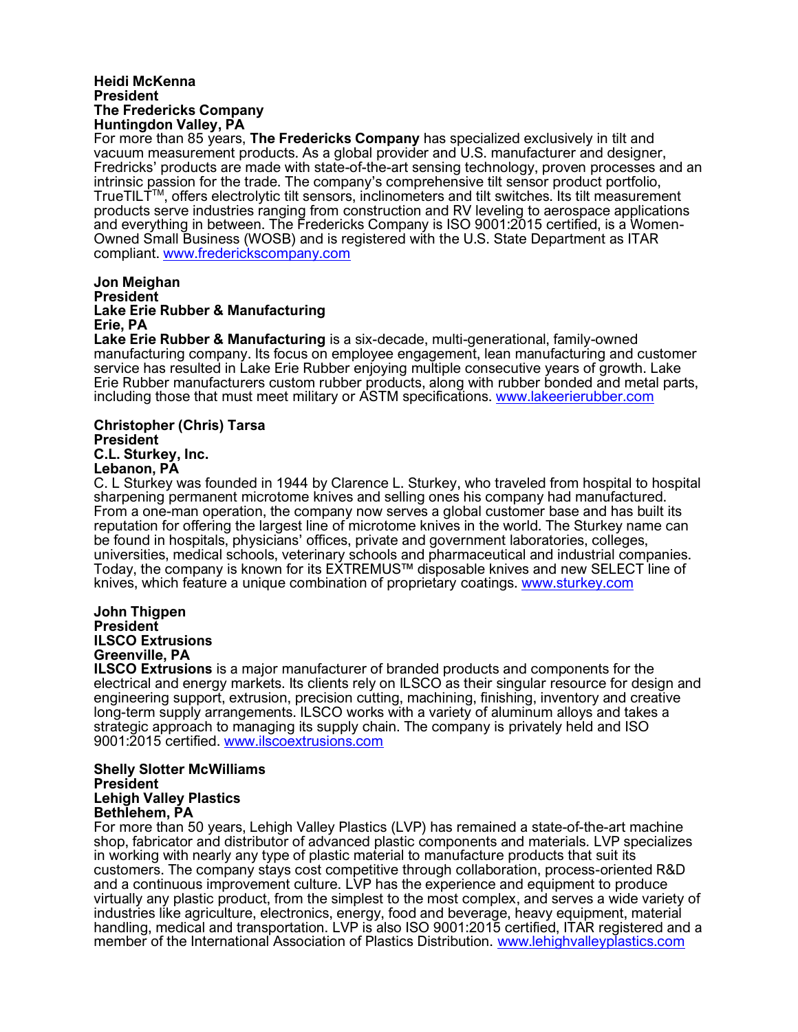**Heidi McKenna**
**President**
**The Fredericks Company**
**Huntingdon Valley, PA**

For more than 85 years, **The Fredericks Company** has specialized exclusively in tilt and vacuum measurement products. As a global provider and U.S. manufacturer and designer, Fredricks' products are made with state-of-the-art sensing technology, proven processes and an intrinsic passion for the trade. The company's comprehensive tilt sensor product portfolio, TrueTILT™, offers electrolytic tilt sensors, inclinometers and tilt switches. Its tilt measurement products serve industries ranging from construction and RV leveling to aerospace applications and everything in between. The Fredericks Company is ISO 9001:2015 certified, is a Women-Owned Small Business (WOSB) and is registered with the U.S. State Department as ITAR compliant. www.frederickscompany.com

**Jon Meighan**
**President**
**Lake Erie Rubber & Manufacturing**
**Erie, PA**

**Lake Erie Rubber & Manufacturing** is a six-decade, multi-generational, family-owned manufacturing company. Its focus on employee engagement, lean manufacturing and customer service has resulted in Lake Erie Rubber enjoying multiple consecutive years of growth. Lake Erie Rubber manufacturers custom rubber products, along with rubber bonded and metal parts, including those that must meet military or ASTM specifications. www.lakeerierubber.com

**Christopher (Chris) Tarsa**
**President**
**C.L. Sturkey, Inc.**
**Lebanon, PA**

C. L Sturkey was founded in 1944 by Clarence L. Sturkey, who traveled from hospital to hospital sharpening permanent microtome knives and selling ones his company had manufactured. From a one-man operation, the company now serves a global customer base and has built its reputation for offering the largest line of microtome knives in the world. The Sturkey name can be found in hospitals, physicians' offices, private and government laboratories, colleges, universities, medical schools, veterinary schools and pharmaceutical and industrial companies. Today, the company is known for its EXTREMUS™ disposable knives and new SELECT line of knives, which feature a unique combination of proprietary coatings. www.sturkey.com

**John Thigpen**
**President**
**ILSCO Extrusions**
**Greenville, PA**

**ILSCO Extrusions** is a major manufacturer of branded products and components for the electrical and energy markets. Its clients rely on ILSCO as their singular resource for design and engineering support, extrusion, precision cutting, machining, finishing, inventory and creative long-term supply arrangements. ILSCO works with a variety of aluminum alloys and takes a strategic approach to managing its supply chain. The company is privately held and ISO 9001:2015 certified. www.ilscoextrusions.com

**Shelly Slotter McWilliams**
**President**
**Lehigh Valley Plastics**
**Bethlehem, PA**

For more than 50 years, Lehigh Valley Plastics (LVP) has remained a state-of-the-art machine shop, fabricator and distributor of advanced plastic components and materials. LVP specializes in working with nearly any type of plastic material to manufacture products that suit its customers. The company stays cost competitive through collaboration, process-oriented R&D and a continuous improvement culture. LVP has the experience and equipment to produce virtually any plastic product, from the simplest to the most complex, and serves a wide variety of industries like agriculture, electronics, energy, food and beverage, heavy equipment, material handling, medical and transportation. LVP is also ISO 9001:2015 certified, ITAR registered and a member of the International Association of Plastics Distribution. www.lehighvalleyplastics.com